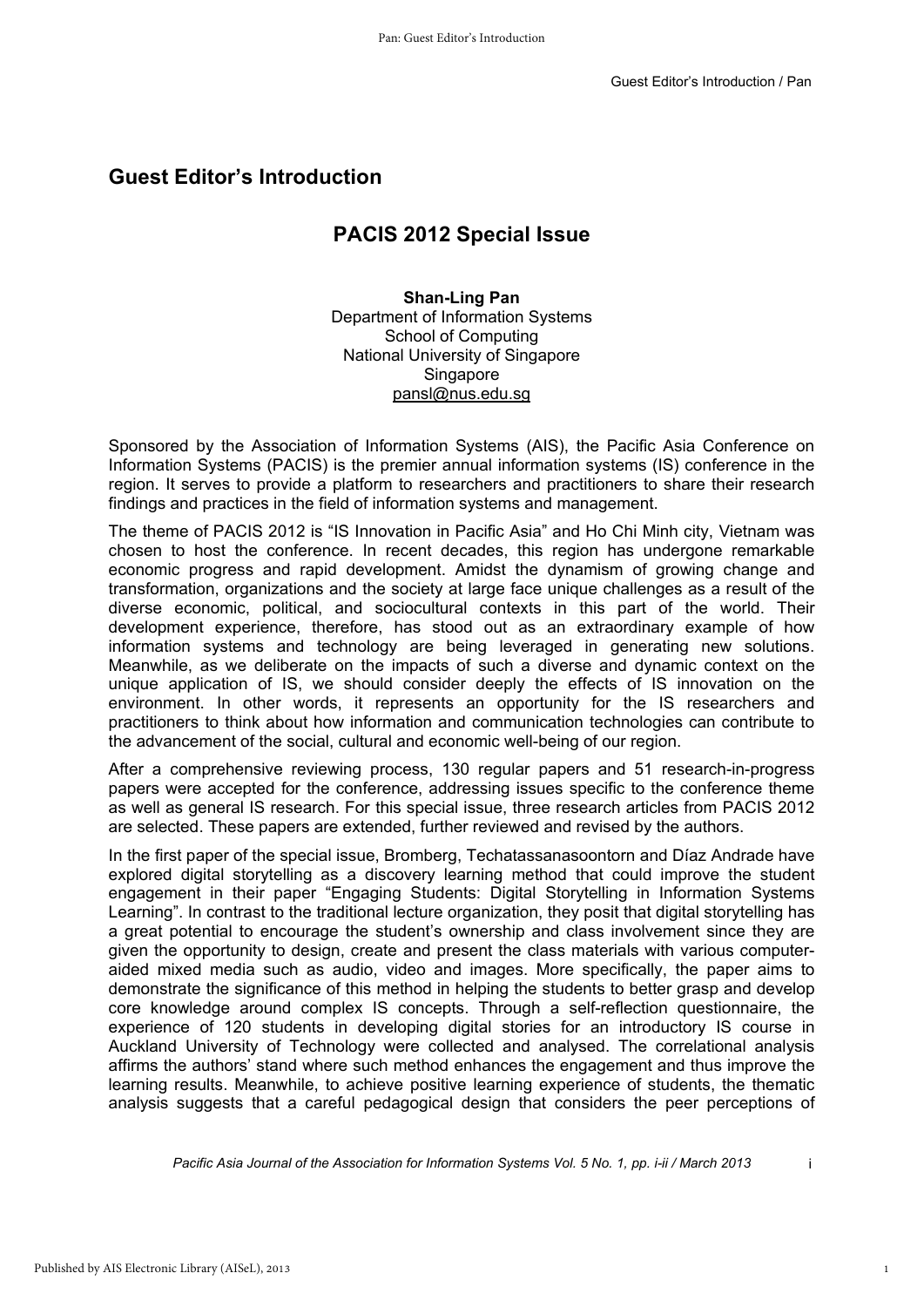# Guest Editor's Introduction

## PACIS 2012 Special Issue

**Shan-Ling Pan**
Department of Information Systems
School of Computing
National University of Singapore
Singapore
pansl@nus.edu.sg

Sponsored by the Association of Information Systems (AIS), the Pacific Asia Conference on Information Systems (PACIS) is the premier annual information systems (IS) conference in the region. It serves to provide a platform to researchers and practitioners to share their research findings and practices in the field of information systems and management.

The theme of PACIS 2012 is "IS Innovation in Pacific Asia" and Ho Chi Minh city, Vietnam was chosen to host the conference. In recent decades, this region has undergone remarkable economic progress and rapid development. Amidst the dynamism of growing change and transformation, organizations and the society at large face unique challenges as a result of the diverse economic, political, and sociocultural contexts in this part of the world. Their development experience, therefore, has stood out as an extraordinary example of how information systems and technology are being leveraged in generating new solutions. Meanwhile, as we deliberate on the impacts of such a diverse and dynamic context on the unique application of IS, we should consider deeply the effects of IS innovation on the environment. In other words, it represents an opportunity for the IS researchers and practitioners to think about how information and communication technologies can contribute to the advancement of the social, cultural and economic well-being of our region.

After a comprehensive reviewing process, 130 regular papers and 51 research-in-progress papers were accepted for the conference, addressing issues specific to the conference theme as well as general IS research. For this special issue, three research articles from PACIS 2012 are selected. These papers are extended, further reviewed and revised by the authors.

In the first paper of the special issue, Bromberg, Techatassanasoontorn and Díaz Andrade have explored digital storytelling as a discovery learning method that could improve the student engagement in their paper "Engaging Students: Digital Storytelling in Information Systems Learning". In contrast to the traditional lecture organization, they posit that digital storytelling has a great potential to encourage the student's ownership and class involvement since they are given the opportunity to design, create and present the class materials with various computer-aided mixed media such as audio, video and images. More specifically, the paper aims to demonstrate the significance of this method in helping the students to better grasp and develop core knowledge around complex IS concepts. Through a self-reflection questionnaire, the experience of 120 students in developing digital stories for an introductory IS course in Auckland University of Technology were collected and analysed. The correlational analysis affirms the authors' stand where such method enhances the engagement and thus improve the learning results. Meanwhile, to achieve positive learning experience of students, the thematic analysis suggests that a careful pedagogical design that considers the peer perceptions of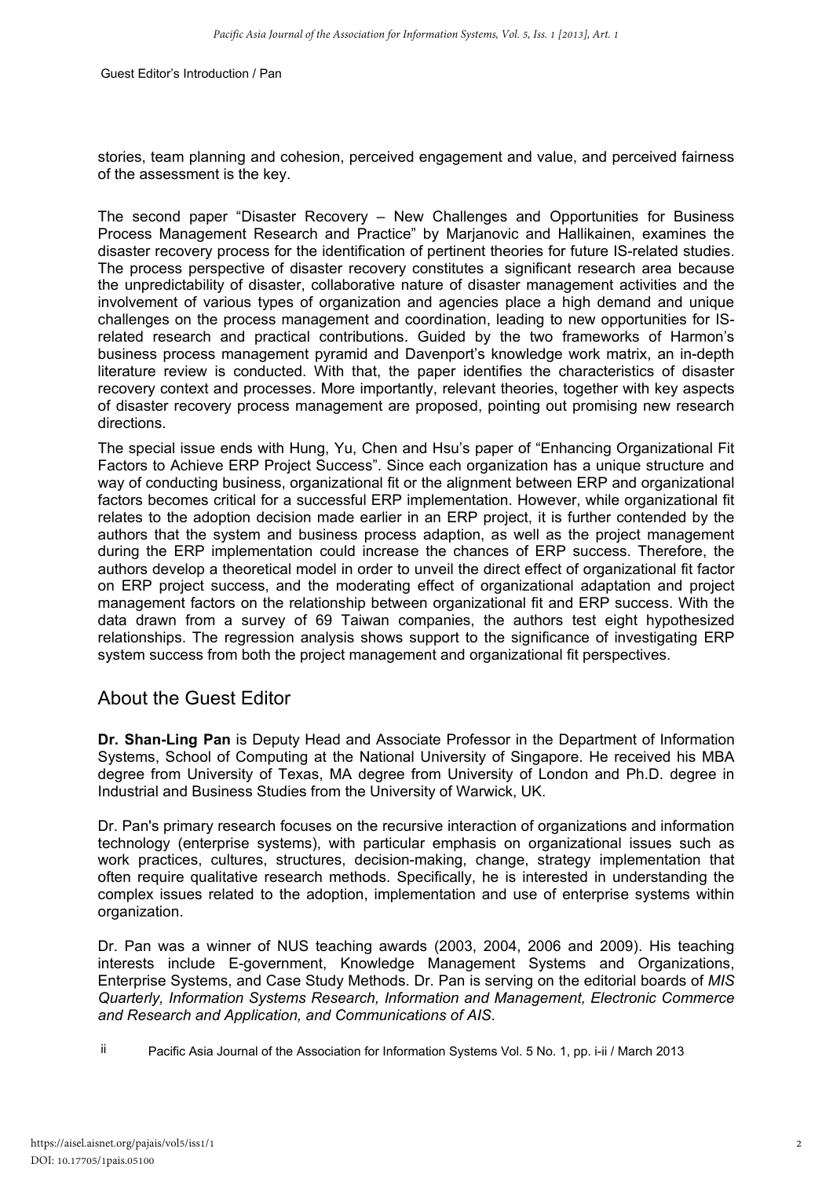stories, team planning and cohesion, perceived engagement and value, and perceived fairness of the assessment is the key.

The second paper "Disaster Recovery – New Challenges and Opportunities for Business Process Management Research and Practice" by Marjanovic and Hallikainen, examines the disaster recovery process for the identification of pertinent theories for future IS-related studies. The process perspective of disaster recovery constitutes a significant research area because the unpredictability of disaster, collaborative nature of disaster management activities and the involvement of various types of organization and agencies place a high demand and unique challenges on the process management and coordination, leading to new opportunities for IS-related research and practical contributions. Guided by the two frameworks of Harmon's business process management pyramid and Davenport's knowledge work matrix, an in-depth literature review is conducted. With that, the paper identifies the characteristics of disaster recovery context and processes. More importantly, relevant theories, together with key aspects of disaster recovery process management are proposed, pointing out promising new research directions.

The special issue ends with Hung, Yu, Chen and Hsu's paper of "Enhancing Organizational Fit Factors to Achieve ERP Project Success". Since each organization has a unique structure and way of conducting business, organizational fit or the alignment between ERP and organizational factors becomes critical for a successful ERP implementation. However, while organizational fit relates to the adoption decision made earlier in an ERP project, it is further contended by the authors that the system and business process adaption, as well as the project management during the ERP implementation could increase the chances of ERP success. Therefore, the authors develop a theoretical model in order to unveil the direct effect of organizational fit factor on ERP project success, and the moderating effect of organizational adaptation and project management factors on the relationship between organizational fit and ERP success. With the data drawn from a survey of 69 Taiwan companies, the authors test eight hypothesized relationships. The regression analysis shows support to the significance of investigating ERP system success from both the project management and organizational fit perspectives.

## About the Guest Editor

**Dr. Shan-Ling Pan** is Deputy Head and Associate Professor in the Department of Information Systems, School of Computing at the National University of Singapore. He received his MBA degree from University of Texas, MA degree from University of London and Ph.D. degree in Industrial and Business Studies from the University of Warwick, UK.

Dr. Pan's primary research focuses on the recursive interaction of organizations and information technology (enterprise systems), with particular emphasis on organizational issues such as work practices, cultures, structures, decision-making, change, strategy implementation that often require qualitative research methods. Specifically, he is interested in understanding the complex issues related to the adoption, implementation and use of enterprise systems within organization.

Dr. Pan was a winner of NUS teaching awards (2003, 2004, 2006 and 2009). His teaching interests include E-government, Knowledge Management Systems and Organizations, Enterprise Systems, and Case Study Methods. Dr. Pan is serving on the editorial boards of *MIS Quarterly, Information Systems Research, Information and Management, Electronic Commerce and Research and Application, and Communications of AIS*.